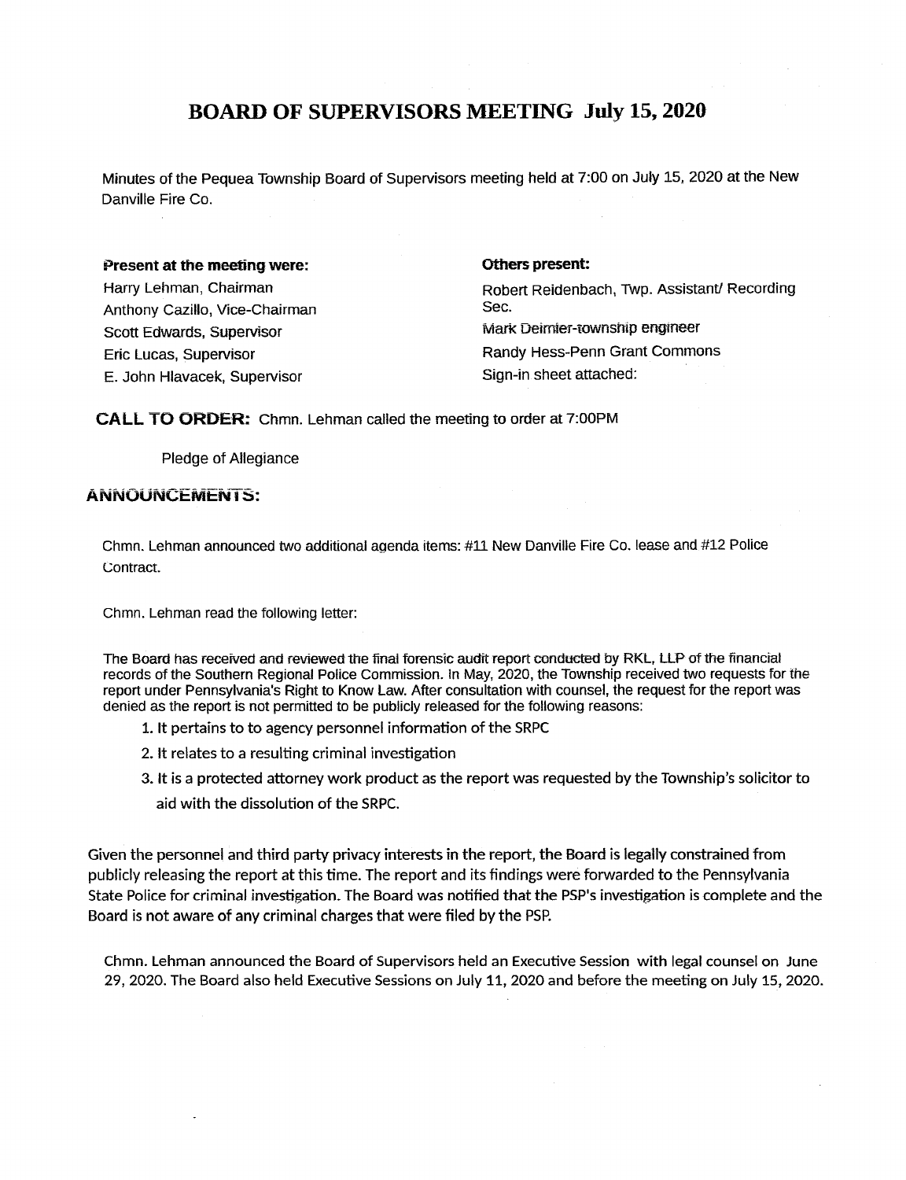# BOARD OF SUPERVISORS MEETING July 15, 2020

Minutes of the Pequea Township Board of Supervisors meeting held at 7:00 on July 15, 2020 at the New Danville Fire Co.

**Present at the meeting were:**

Harry Lehman, Chairman
Anthony Cazillo, Vice-Chairman
Scott Edwards, Supervisor
Eric Lucas, Supervisor
E. John Hlavacek, Supervisor

**Others present:**

Robert Reidenbach, Twp. Assistant/ Recording Sec.
Mark Deimler-township engineer
Randy Hess-Penn Grant Commons
Sign-in sheet attached:

**CALL TO ORDER:** Chmn. Lehman called the meeting to order at 7:00PM

Pledge of Allegiance

**ANNOUNCEMENTS:**

Chmn. Lehman announced two additional agenda items: #11 New Danville Fire Co. lease and #12 Police Contract.

Chmn. Lehman read the following letter:

The Board has received and reviewed the final forensic audit report conducted by RKL, LLP of the financial records of the Southern Regional Police Commission. In May, 2020, the Township received two requests for the report under Pennsylvania's Right to Know Law. After consultation with counsel, the request for the report was denied as the report is not permitted to be publicly released for the following reasons:

1. It pertains to to agency personnel information of the SRPC
2. It relates to a resulting criminal investigation
3. It is a protected attorney work product as the report was requested by the Township's solicitor to aid with the dissolution of the SRPC.

Given the personnel and third party privacy interests in the report, the Board is legally constrained from publicly releasing the report at this time. The report and its findings were forwarded to the Pennsylvania State Police for criminal investigation. The Board was notified that the PSP's investigation is complete and the Board is not aware of any criminal charges that were filed by the PSP.

Chmn. Lehman announced the Board of Supervisors held an Executive Session with legal counsel on June 29, 2020. The Board also held Executive Sessions on July 11, 2020 and before the meeting on July 15, 2020.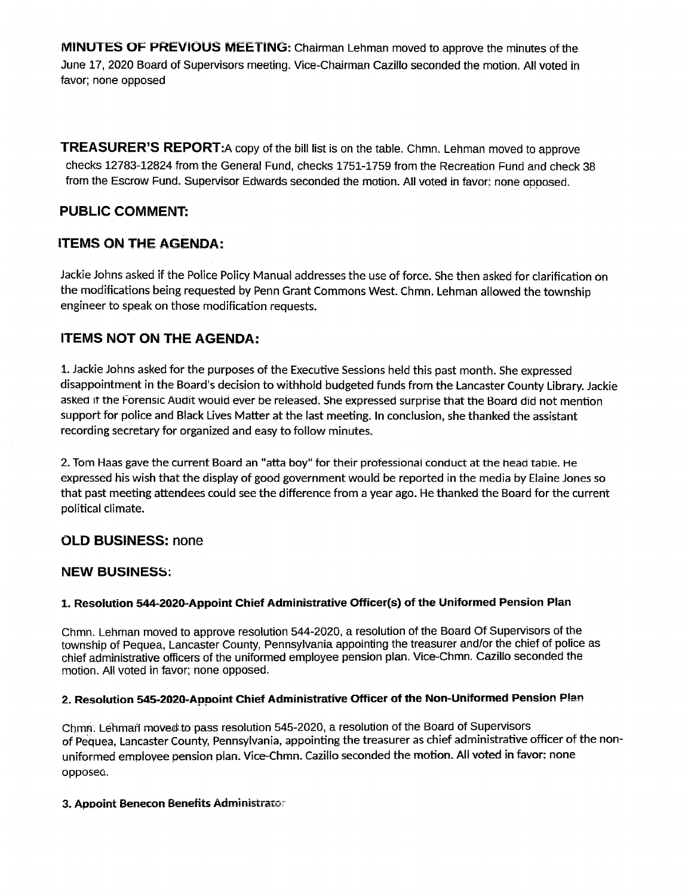**MINUTES OF PREVIOUS MEETING:** Chairman Lehman moved to approve the minutes of the June 17, 2020 Board of Supervisors meeting. Vice-Chairman Cazillo seconded the motion. All voted in favor; none opposed

**TREASURER'S REPORT:** A copy of the bill list is on the table. Chmn. Lehman moved to approve checks 12783-12824 from the General Fund, checks 1751-1759 from the Recreation Fund and check 38 from the Escrow Fund. Supervisor Edwards seconded the motion. All voted in favor; none opposed.

## PUBLIC COMMENT:

## ITEMS ON THE AGENDA:

Jackie Johns asked if the Police Policy Manual addresses the use of force. She then asked for clarification on the modifications being requested by Penn Grant Commons West. Chmn. Lehman allowed the township engineer to speak on those modification requests.

## ITEMS NOT ON THE AGENDA:

1. Jackie Johns asked for the purposes of the Executive Sessions held this past month. She expressed disappointment in the Board's decision to withhold budgeted funds from the Lancaster County Library. Jackie asked if the Forensic Audit would ever be released. She expressed surprise that the Board did not mention support for police and Black Lives Matter at the last meeting. In conclusion, she thanked the assistant recording secretary for organized and easy to follow minutes.

2. Tom Haas gave the current Board an "atta boy" for their professional conduct at the head table. He expressed his wish that the display of good government would be reported in the media by Elaine Jones so that past meeting attendees could see the difference from a year ago. He thanked the Board for the current political climate.

## OLD BUSINESS: none

## NEW BUSINESS:

#### 1. Resolution 544-2020-Appoint Chief Administrative Officer(s) of the Uniformed Pension Plan

Chmn. Lehman moved to approve resolution 544-2020, a resolution of the Board Of Supervisors of the township of Pequea, Lancaster County, Pennsylvania appointing the treasurer and/or the chief of police as chief administrative officers of the uniformed employee pension plan. Vice-Chmn. Cazillo seconded the motion. All voted in favor; none opposed.

#### 2. Resolution 545-2020-Appoint Chief Administrative Officer of the Non-Uniformed Pension Plan

Chmn. Lehman moved to pass resolution 545-2020, a resolution of the Board of Supervisors of Pequea, Lancaster County, Pennsylvania, appointing the treasurer as chief administrative officer of the non-uniformed employee pension plan. Vice-Chmn. Cazillo seconded the motion. All voted in favor; none opposed.

#### 3. Appoint Benecon Benefits Administrator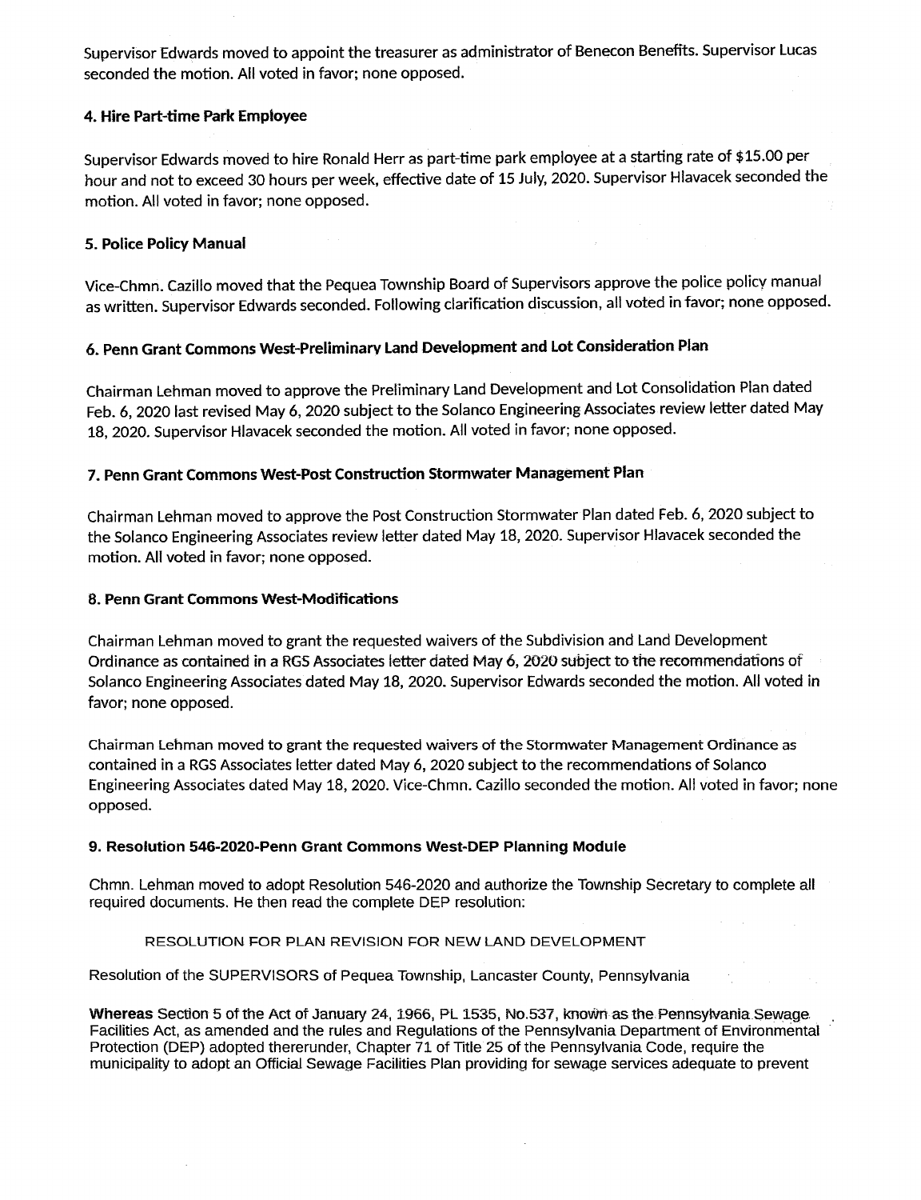Supervisor Edwards moved to appoint the treasurer as administrator of Benecon Benefits. Supervisor Lucas seconded the motion. All voted in favor; none opposed.

#### 4. Hire Part-time Park Employee

Supervisor Edwards moved to hire Ronald Herr as part-time park employee at a starting rate of $15.00 per hour and not to exceed 30 hours per week, effective date of 15 July, 2020. Supervisor Hlavacek seconded the motion. All voted in favor; none opposed.

#### 5. Police Policy Manual

Vice-Chmn. Cazillo moved that the Pequea Township Board of Supervisors approve the police policy manual as written. Supervisor Edwards seconded. Following clarification discussion, all voted in favor; none opposed.

#### 6. Penn Grant Commons West-Preliminary Land Development and Lot Consideration Plan

Chairman Lehman moved to approve the Preliminary Land Development and Lot Consolidation Plan dated Feb. 6, 2020 last revised May 6, 2020 subject to the Solanco Engineering Associates review letter dated May 18, 2020. Supervisor Hlavacek seconded the motion. All voted in favor; none opposed.

#### 7. Penn Grant Commons West-Post Construction Stormwater Management Plan

Chairman Lehman moved to approve the Post Construction Stormwater Plan dated Feb. 6, 2020 subject to the Solanco Engineering Associates review letter dated May 18, 2020. Supervisor Hlavacek seconded the motion. All voted in favor; none opposed.

#### 8. Penn Grant Commons West-Modifications

Chairman Lehman moved to grant the requested waivers of the Subdivision and Land Development Ordinance as contained in a RGS Associates letter dated May 6, 2020 subject to the recommendations of Solanco Engineering Associates dated May 18, 2020. Supervisor Edwards seconded the motion. All voted in favor; none opposed.

Chairman Lehman moved to grant the requested waivers of the Stormwater Management Ordinance as contained in a RGS Associates letter dated May 6, 2020 subject to the recommendations of Solanco Engineering Associates dated May 18, 2020. Vice-Chmn. Cazillo seconded the motion. All voted in favor; none opposed.

#### 9. Resolution 546-2020-Penn Grant Commons West-DEP Planning Module

Chmn. Lehman moved to adopt Resolution 546-2020 and authorize the Township Secretary to complete all required documents. He then read the complete DEP resolution:

RESOLUTION FOR PLAN REVISION FOR NEW LAND DEVELOPMENT

Resolution of the SUPERVISORS of Pequea Township, Lancaster County, Pennsylvania

**Whereas** Section 5 of the Act of January 24, 1966, PL 1535, No.537, known as the Pennsylvania Sewage Facilities Act, as amended and the rules and Regulations of the Pennsylvania Department of Environmental Protection (DEP) adopted thererunder, Chapter 71 of Title 25 of the Pennsylvania Code, require the municipality to adopt an Official Sewage Facilities Plan providing for sewage services adequate to prevent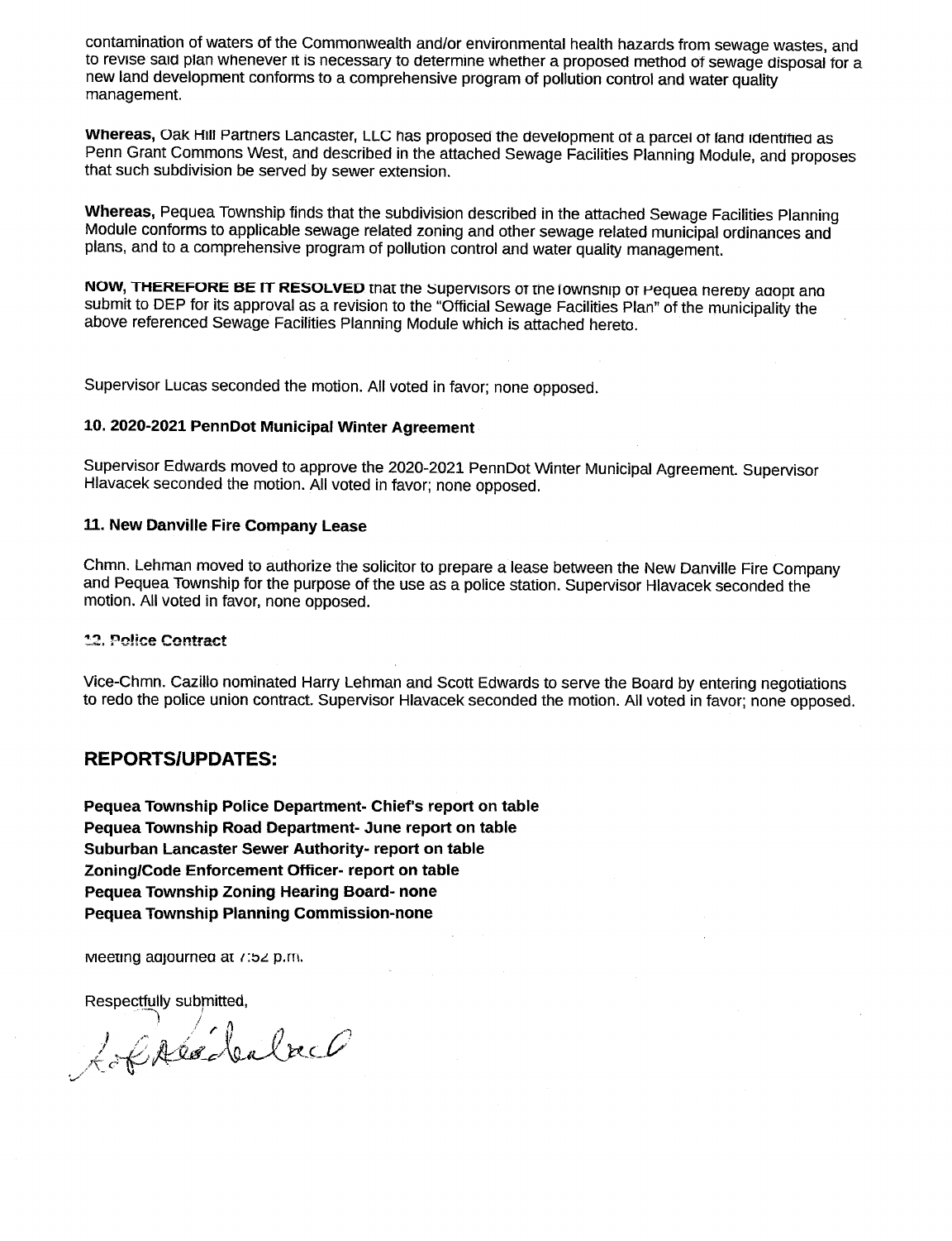contamination of waters of the Commonwealth and/or environmental health hazards from sewage wastes, and to revise said plan whenever it is necessary to determine whether a proposed method of sewage disposal for a new land development conforms to a comprehensive program of pollution control and water quality management.

**Whereas,** Oak Hill Partners Lancaster, LLC has proposed the development of a parcel of land identified as Penn Grant Commons West, and described in the attached Sewage Facilities Planning Module, and proposes that such subdivision be served by sewer extension.

**Whereas,** Pequea Township finds that the subdivision described in the attached Sewage Facilities Planning Module conforms to applicable sewage related zoning and other sewage related municipal ordinances and plans, and to a comprehensive program of pollution control and water quality management.

**NOW, THEREFORE BE IT RESOLVED** that the Supervisors of the Township of Pequea hereby adopt and submit to DEP for its approval as a revision to the "Official Sewage Facilities Plan" of the municipality the above referenced Sewage Facilities Planning Module which is attached hereto.

Supervisor Lucas seconded the motion. All voted in favor; none opposed.

**10. 2020-2021 PennDot Municipal Winter Agreement**

Supervisor Edwards moved to approve the 2020-2021 PennDot Winter Municipal Agreement. Supervisor Hlavacek seconded the motion. All voted in favor; none opposed.

**11. New Danville Fire Company Lease**

Chmn. Lehman moved to authorize the solicitor to prepare a lease between the New Danville Fire Company and Pequea Township for the purpose of the use as a police station. Supervisor Hlavacek seconded the motion. All voted in favor, none opposed.

**12. Police Contract**

Vice-Chmn. Cazillo nominated Harry Lehman and Scott Edwards to serve the Board by entering negotiations to redo the police union contract. Supervisor Hlavacek seconded the motion. All voted in favor; none opposed.

## REPORTS/UPDATES:

**Pequea Township Police Department- Chief's report on table**
**Pequea Township Road Department- June report on table**
**Suburban Lancaster Sewer Authority- report on table**
**Zoning/Code Enforcement Officer- report on table**
**Pequea Township Zoning Hearing Board- none**
**Pequea Township Planning Commission-none**

Meeting adjourned at 7:52 p.m.

Respectfully submitted,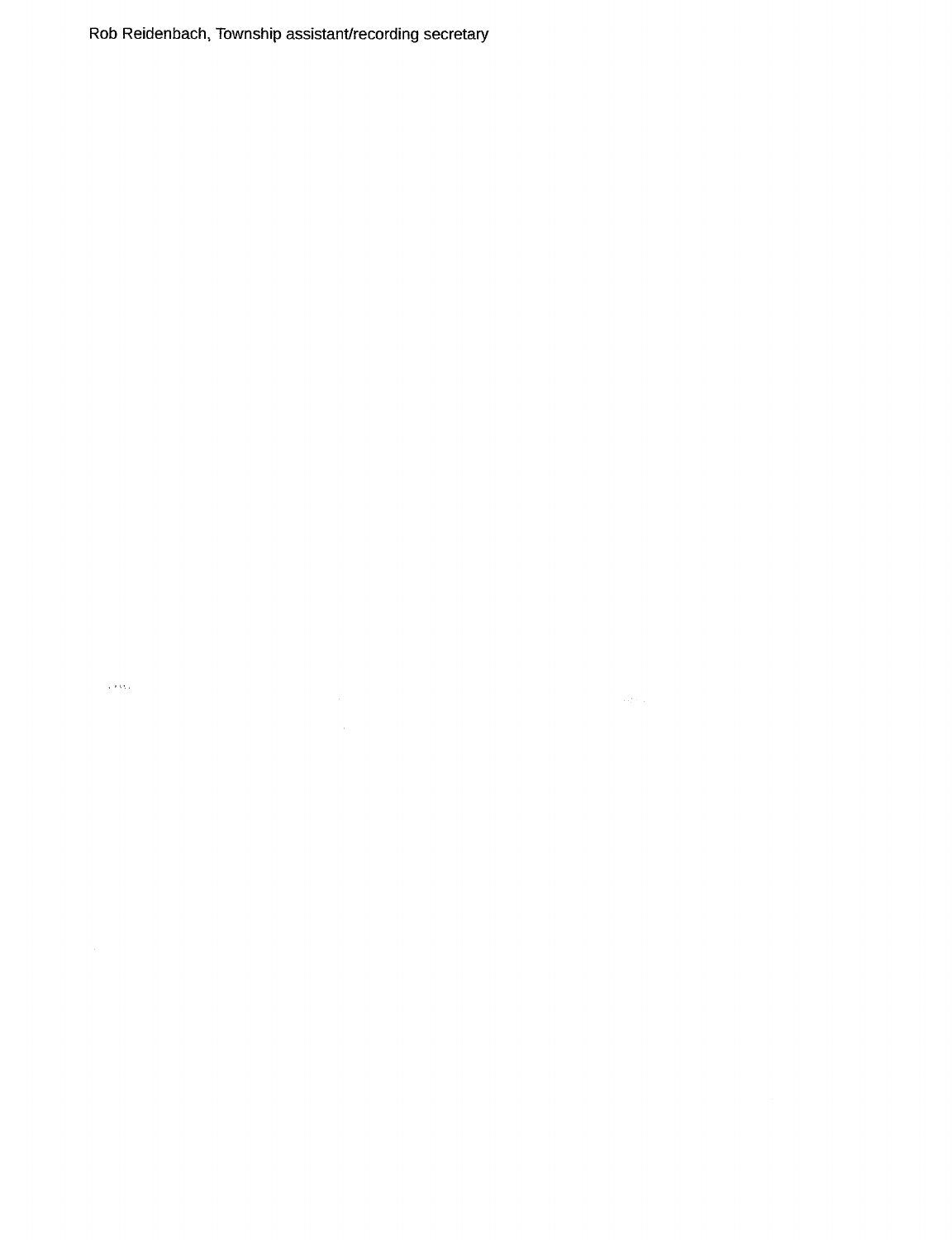Rob Reidenbach, Township assistant/recording secretary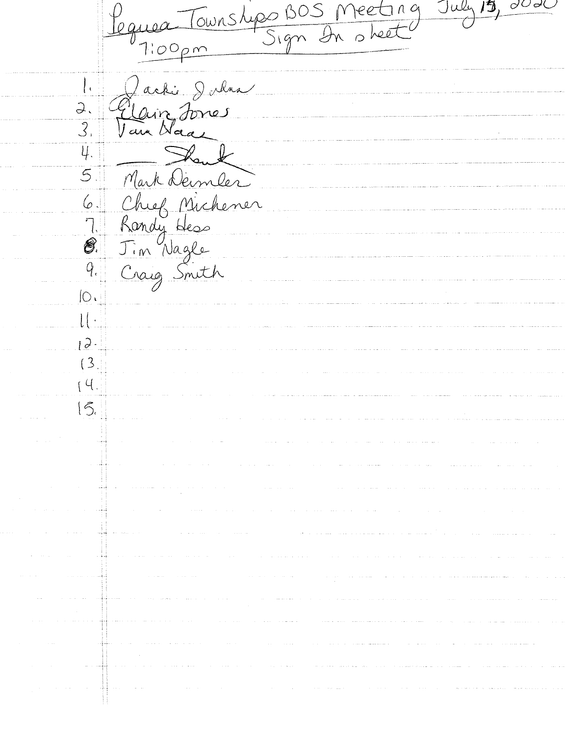Pequea Townships BOS Meeting July 15, 2020
7:00pm Sign In sheet

1. Jackie Julian
2. Elaine Jones
3. Van Haas
4. Shank
5. Mark Deimler
6. Chief Michener
7. Randy Hess
8. Jim Nagle
9. Craig Smith
10.
11.
12.
13.
14.
15.